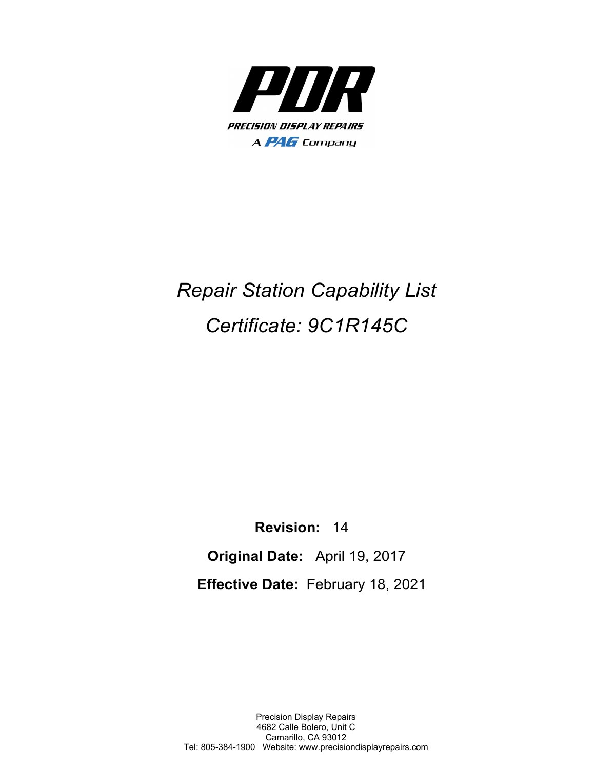**PDR**

**PRECISION DISPLAY REPAIRS**

A **PAG** Company

# *Repair Station Capability List*

# *Certificate: 9C1R145C*

**Revision:** 14

**Original Date:** April 19, 2017

**Effective Date:** February 18, 2021

Precision Display Repairs
4682 Calle Bolero, Unit C
Camarillo, CA 93012
Tel: 805-384-1900 Website: www.precisiondisplayrepairs.com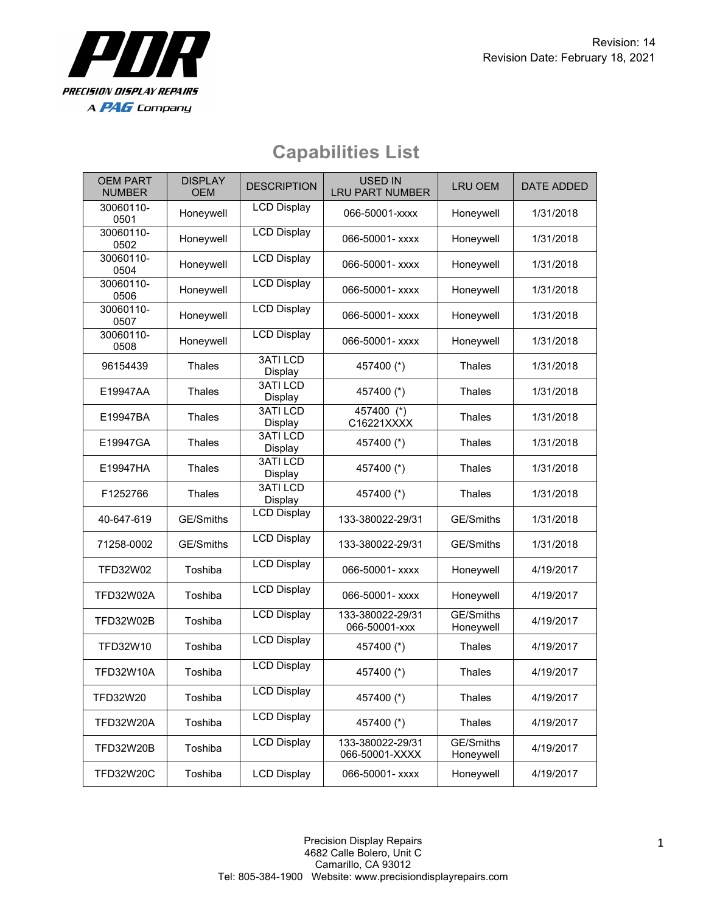Revision: 14
Revision Date: February 18, 2021

## Capabilities List

| OEM PART NUMBER | DISPLAY OEM | DESCRIPTION | USED IN LRU PART NUMBER | LRU OEM | DATE ADDED |
|---|---|---|---|---|---|
| 30060110-0501 | Honeywell | LCD Display | 066-50001-xxxx | Honeywell | 1/31/2018 |
| 30060110-0502 | Honeywell | LCD Display | 066-50001- xxxx | Honeywell | 1/31/2018 |
| 30060110-0504 | Honeywell | LCD Display | 066-50001- xxxx | Honeywell | 1/31/2018 |
| 30060110-0506 | Honeywell | LCD Display | 066-50001- xxxx | Honeywell | 1/31/2018 |
| 30060110-0507 | Honeywell | LCD Display | 066-50001- xxxx | Honeywell | 1/31/2018 |
| 30060110-0508 | Honeywell | LCD Display | 066-50001- xxxx | Honeywell | 1/31/2018 |
| 96154439 | Thales | 3ATI LCD Display | 457400 (*) | Thales | 1/31/2018 |
| E19947AA | Thales | 3ATI LCD Display | 457400 (*) | Thales | 1/31/2018 |
| E19947BA | Thales | 3ATI LCD Display | 457400 (*) C16221XXXX | Thales | 1/31/2018 |
| E19947GA | Thales | 3ATI LCD Display | 457400 (*) | Thales | 1/31/2018 |
| E19947HA | Thales | 3ATI LCD Display | 457400 (*) | Thales | 1/31/2018 |
| F1252766 | Thales | 3ATI LCD Display | 457400 (*) | Thales | 1/31/2018 |
| 40-647-619 | GE/Smiths | LCD Display | 133-380022-29/31 | GE/Smiths | 1/31/2018 |
| 71258-0002 | GE/Smiths | LCD Display | 133-380022-29/31 | GE/Smiths | 1/31/2018 |
| TFD32W02 | Toshiba | LCD Display | 066-50001- xxxx | Honeywell | 4/19/2017 |
| TFD32W02A | Toshiba | LCD Display | 066-50001- xxxx | Honeywell | 4/19/2017 |
| TFD32W02B | Toshiba | LCD Display | 133-380022-29/31 066-50001-xxx | GE/Smiths Honeywell | 4/19/2017 |
| TFD32W10 | Toshiba | LCD Display | 457400 (*) | Thales | 4/19/2017 |
| TFD32W10A | Toshiba | LCD Display | 457400 (*) | Thales | 4/19/2017 |
| TFD32W20 | Toshiba | LCD Display | 457400 (*) | Thales | 4/19/2017 |
| TFD32W20A | Toshiba | LCD Display | 457400 (*) | Thales | 4/19/2017 |
| TFD32W20B | Toshiba | LCD Display | 133-380022-29/31 066-50001-XXXX | GE/Smiths Honeywell | 4/19/2017 |
| TFD32W20C | Toshiba | LCD Display | 066-50001- xxxx | Honeywell | 4/19/2017 |

Precision Display Repairs
4682 Calle Bolero, Unit C
Camarillo, CA 93012
Tel: 805-384-1900 Website: www.precisiondisplayrepairs.com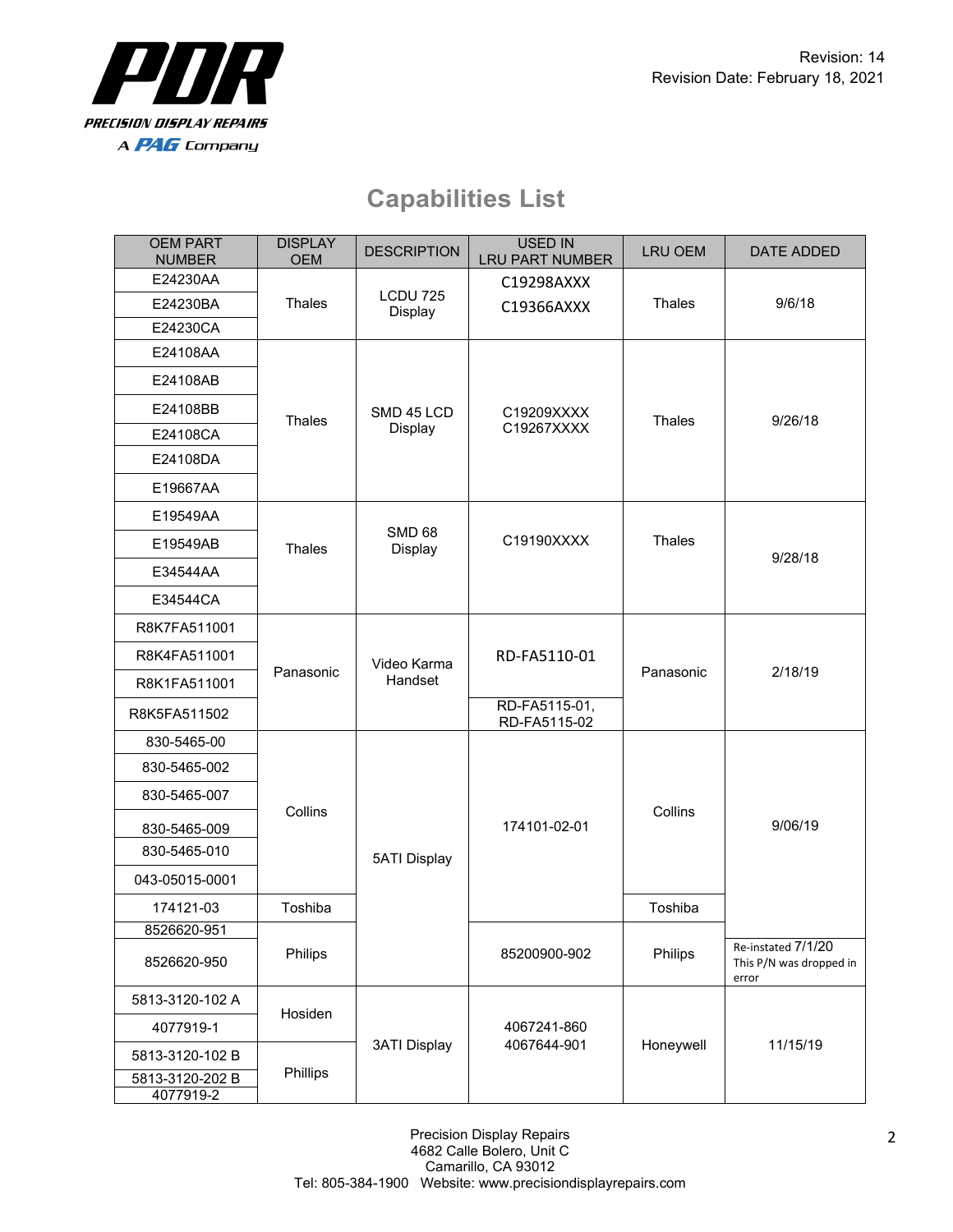Revision: 14
Revision Date: February 18, 2021

# Capabilities List

| OEM PART NUMBER | DISPLAY OEM | DESCRIPTION | USED IN LRU PART NUMBER | LRU OEM | DATE ADDED |
|---|---|---|---|---|---|
| E24230AA | Thales | LCDU 725 Display | C19298AXXX<br>C19366AXXX | Thales | 9/6/18 |
| E24230BA | | | | | |
| E24230CA | | | | | |
| E24108AA | Thales | SMD 45 LCD Display | C19209XXXX<br>C19267XXXX | Thales | 9/26/18 |
| E24108AB | | | | | |
| E24108BB | | | | | |
| E24108CA | | | | | |
| E24108DA | | | | | |
| E19667AA | | | | | |
| E19549AA | Thales | SMD 68 Display | C19190XXXX | Thales | 9/28/18 |
| E19549AB | | | | | |
| E34544AA | | | | | |
| E34544CA | | | | | |
| R8K7FA511001 | Panasonic | Video Karma Handset | RD-FA5110-01 | Panasonic | 2/18/19 |
| R8K4FA511001 | | | | | |
| R8K1FA511001 | | | | | |
| R8K5FA511502 | | | RD-FA5115-01, RD-FA5115-02 | | |
| 830-5465-00 | Collins | 5ATI Display | 174101-02-01 | Collins | 9/06/19 |
| 830-5465-002 | | | | | |
| 830-5465-007 | | | | | |
| 830-5465-009 | | | | | |
| 830-5465-010 | | | | | |
| 043-05015-0001 | | | | | |
| 174121-03 | Toshiba | | | Toshiba | |
| 8526620-951 | Philips | | 85200900-902 | Philips | |
| 8526620-950 | | | | | Re-instated 7/1/20 This P/N was dropped in error |
| 5813-3120-102 A | Hosiden | 3ATI Display | 4067241-860<br>4067644-901 | Honeywell | 11/15/19 |
| 4077919-1 | | | | | |
| 5813-3120-102 B | Phillips | | | | |
| 5813-3120-202 B | | | | | |
| 4077919-2 | | | | | |

Precision Display Repairs
4682 Calle Bolero, Unit C
Camarillo, CA 93012
Tel: 805-384-1900 Website: www.precisiondisplayrepairs.com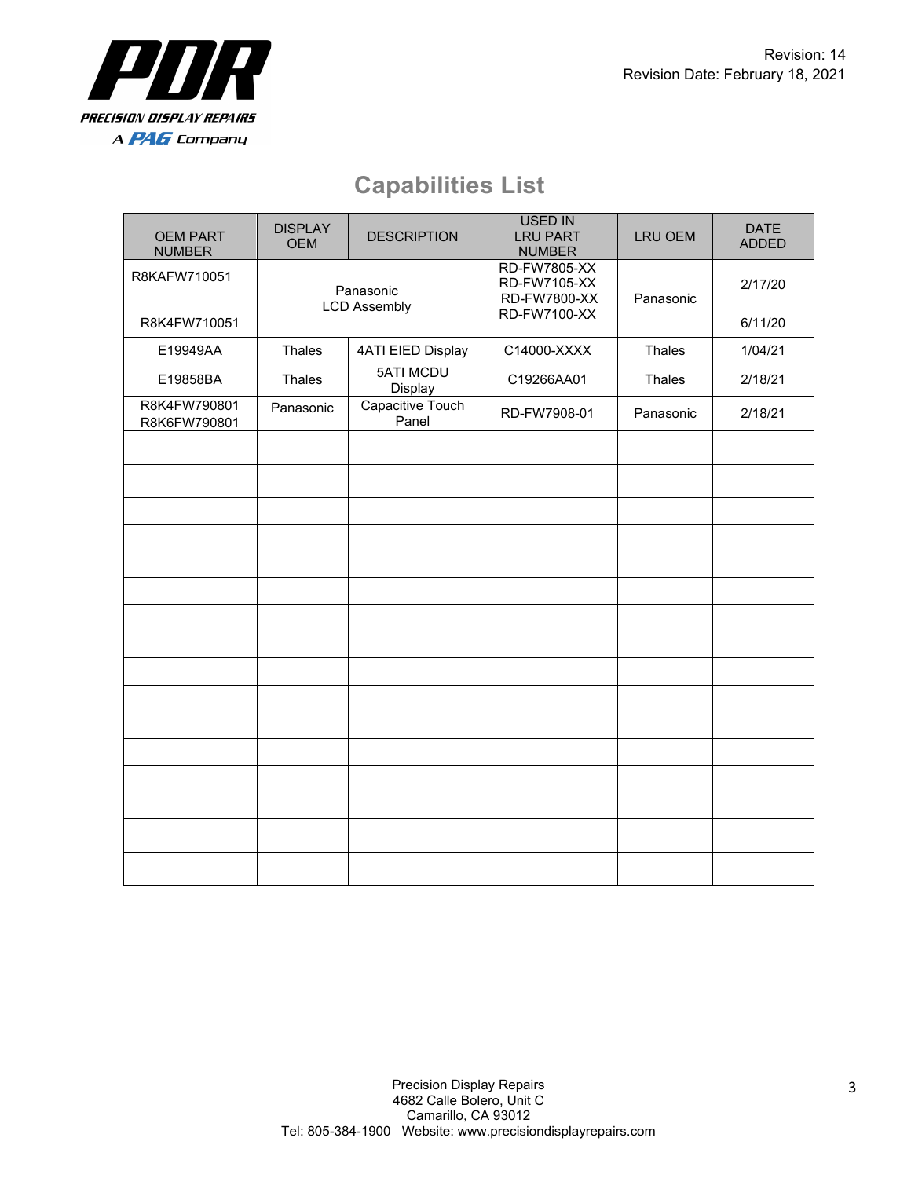Revision: 14
Revision Date: February 18, 2021

PDR
PRECISION DISPLAY REPAIRS
A PAG Company

# Capabilities List

| OEM PART NUMBER | DISPLAY OEM | DESCRIPTION | USED IN LRU PART NUMBER | LRU OEM | DATE ADDED |
|---|---|---|---|---|---|
| R8KAFW710051 | Panasonic | LCD Assembly | RD-FW7805-XX RD-FW7105-XX RD-FW7800-XX RD-FW7100-XX | Panasonic | 2/17/20 |
| R8K4FW710051 | | | | | 6/11/20 |
| E19949AA | Thales | 4ATI EIED Display | C14000-XXXX | Thales | 1/04/21 |
| E19858BA | Thales | 5ATI MCDU Display | C19266AA01 | Thales | 2/18/21 |
| R8K4FW790801 R8K6FW790801 | Panasonic | Capacitive Touch Panel | RD-FW7908-01 | Panasonic | 2/18/21 |
| | | | | | |
| | | | | | |
| | | | | | |
| | | | | | |
| | | | | | |
| | | | | | |
| | | | | | |
| | | | | | |
| | | | | | |
| | | | | | |
| | | | | | |
| | | | | | |
| | | | | | |
| | | | | | |
| | | | | | |
| | | | | | |

Precision Display Repairs
4682 Calle Bolero, Unit C
Camarillo, CA 93012
Tel: 805-384-1900 Website: www.precisiondisplayrepairs.com